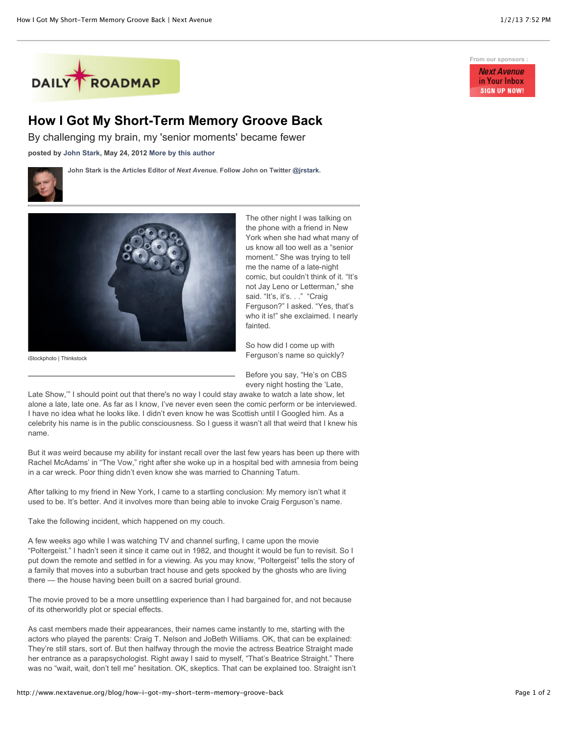DAILY ROADMAP

# How I Got My Short-Term Memory Groove Back

By challenging my brain, my 'senior moments' became fewer

**posted by John Stark, May 24, 2012 More by this author**

**John Stark is the Articles Editor of *Next Avenue*. Follow John on Twitter @jrstark.**

iStockphoto | Thinkstock

The other night I was talking on the phone with a friend in New York when she had what many of us know all too well as a "senior moment." She was trying to tell me the name of a late-night comic, but couldn't think of it. "It's not Jay Leno or Letterman," she said. "It's, it's. . ." "Craig Ferguson?" I asked. "Yes, that's who it is!" she exclaimed. I nearly fainted.

So how did I come up with Ferguson's name so quickly?

Before you say, "He's on CBS every night hosting the 'Late, Late Show,'" I should point out that there's no way I could stay awake to watch a late show, let alone a late, late one. As far as I know, I've never even seen the comic perform or be interviewed. I have no idea what he looks like. I didn't even know he was Scottish until I Googled him. As a celebrity his name is in the public consciousness. So I guess it wasn't all that weird that I knew his name.

But it *was* weird because my ability for instant recall over the last few years has been up there with Rachel McAdams' in "The Vow," right after she woke up in a hospital bed with amnesia from being in a car wreck. Poor thing didn't even know she was married to Channing Tatum.

After talking to my friend in New York, I came to a startling conclusion: My memory isn't what it used to be. It's better. And it involves more than being able to invoke Craig Ferguson's name.

Take the following incident, which happened on my couch.

A few weeks ago while I was watching TV and channel surfing, I came upon the movie "Poltergeist." I hadn't seen it since it came out in 1982, and thought it would be fun to revisit. So I put down the remote and settled in for a viewing. As you may know, "Poltergeist" tells the story of a family that moves into a suburban tract house and gets spooked by the ghosts who are living there — the house having been built on a sacred burial ground.

The movie proved to be a more unsettling experience than I had bargained for, and not because of its otherworldly plot or special effects.

As cast members made their appearances, their names came instantly to me, starting with the actors who played the parents: Craig T. Nelson and JoBeth Williams. OK, that can be explained: They're still stars, sort of. But then halfway through the movie the actress Beatrice Straight made her entrance as a parapsychologist. Right away I said to myself, "That's Beatrice Straight." There was no "wait, wait, don't tell me" hesitation. OK, skeptics. That can be explained too. Straight isn't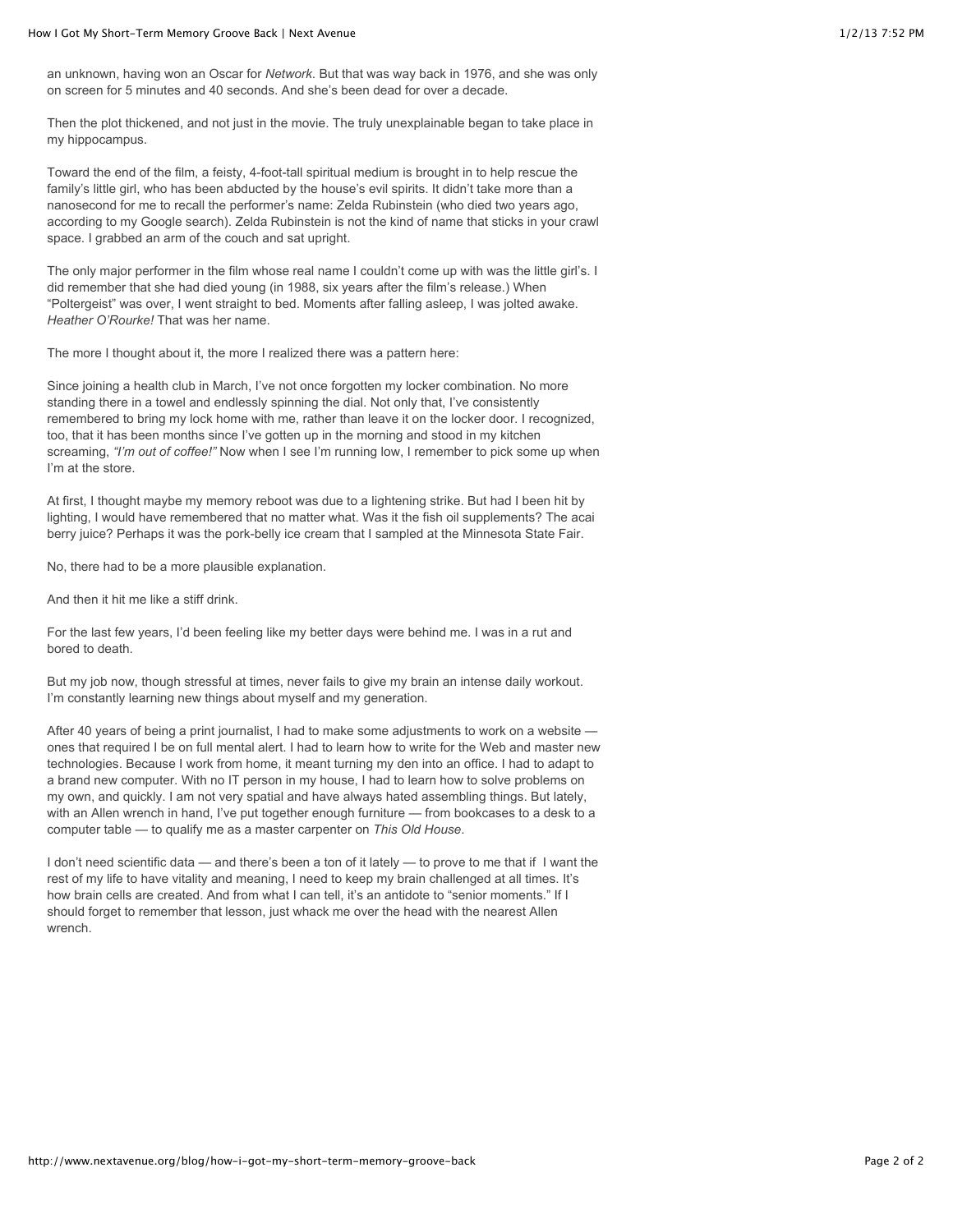an unknown, having won an Oscar for *Network*. But that was way back in 1976, and she was only on screen for 5 minutes and 40 seconds. And she's been dead for over a decade.

Then the plot thickened, and not just in the movie. The truly unexplainable began to take place in my hippocampus.

Toward the end of the film, a feisty, 4-foot-tall spiritual medium is brought in to help rescue the family's little girl, who has been abducted by the house's evil spirits. It didn't take more than a nanosecond for me to recall the performer's name: Zelda Rubinstein (who died two years ago, according to my Google search). Zelda Rubinstein is not the kind of name that sticks in your crawl space. I grabbed an arm of the couch and sat upright.

The only major performer in the film whose real name I couldn't come up with was the little girl's. I did remember that she had died young (in 1988, six years after the film's release.) When "Poltergeist" was over, I went straight to bed. Moments after falling asleep, I was jolted awake. *Heather O'Rourke!* That was her name.

The more I thought about it, the more I realized there was a pattern here:

Since joining a health club in March, I've not once forgotten my locker combination. No more standing there in a towel and endlessly spinning the dial. Not only that, I've consistently remembered to bring my lock home with me, rather than leave it on the locker door. I recognized, too, that it has been months since I've gotten up in the morning and stood in my kitchen screaming, *"I'm out of coffee!"* Now when I see I'm running low, I remember to pick some up when I'm at the store.

At first, I thought maybe my memory reboot was due to a lightening strike. But had I been hit by lighting, I would have remembered that no matter what. Was it the fish oil supplements? The acai berry juice? Perhaps it was the pork-belly ice cream that I sampled at the Minnesota State Fair.

No, there had to be a more plausible explanation.

And then it hit me like a stiff drink.

For the last few years, I'd been feeling like my better days were behind me. I was in a rut and bored to death.

But my job now, though stressful at times, never fails to give my brain an intense daily workout. I'm constantly learning new things about myself and my generation.

After 40 years of being a print journalist, I had to make some adjustments to work on a website — ones that required I be on full mental alert. I had to learn how to write for the Web and master new technologies. Because I work from home, it meant turning my den into an office. I had to adapt to a brand new computer. With no IT person in my house, I had to learn how to solve problems on my own, and quickly. I am not very spatial and have always hated assembling things. But lately, with an Allen wrench in hand, I've put together enough furniture — from bookcases to a desk to a computer table — to qualify me as a master carpenter on *This Old House*.

I don't need scientific data — and there's been a ton of it lately — to prove to me that if I want the rest of my life to have vitality and meaning, I need to keep my brain challenged at all times. It's how brain cells are created. And from what I can tell, it's an antidote to "senior moments." If I should forget to remember that lesson, just whack me over the head with the nearest Allen wrench.